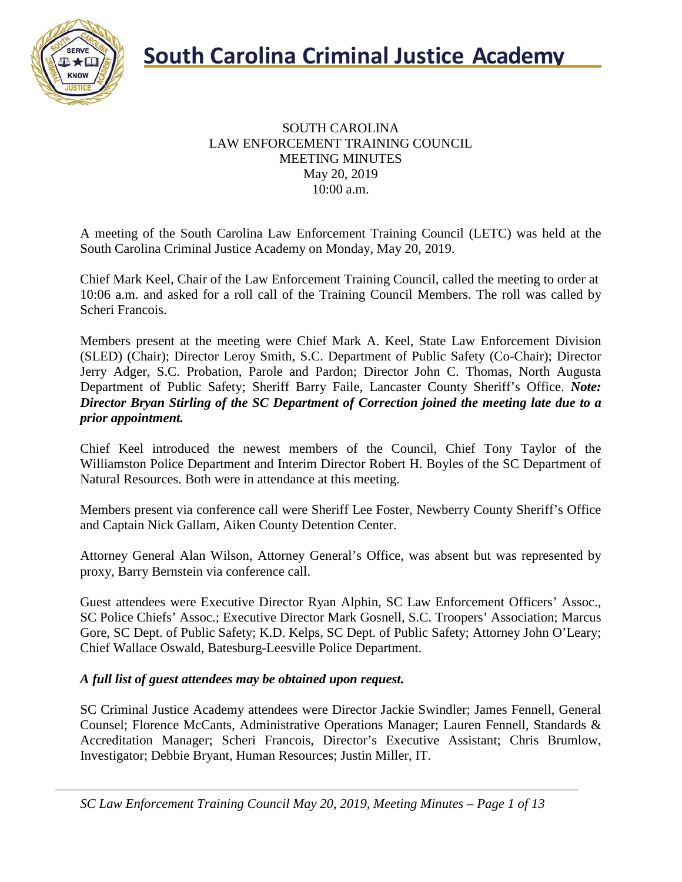# South Carolina Criminal Justice Academy

SOUTH CAROLINA
LAW ENFORCEMENT TRAINING COUNCIL
MEETING MINUTES
May 20, 2019
10:00 a.m.

A meeting of the South Carolina Law Enforcement Training Council (LETC) was held at the South Carolina Criminal Justice Academy on Monday, May 20, 2019.

Chief Mark Keel, Chair of the Law Enforcement Training Council, called the meeting to order at 10:06 a.m. and asked for a roll call of the Training Council Members. The roll was called by Scheri Francois.

Members present at the meeting were Chief Mark A. Keel, State Law Enforcement Division (SLED) (Chair); Director Leroy Smith, S.C. Department of Public Safety (Co-Chair); Director Jerry Adger, S.C. Probation, Parole and Pardon; Director John C. Thomas, North Augusta Department of Public Safety; Sheriff Barry Faile, Lancaster County Sheriff's Office. ***Note: Director Bryan Stirling of the SC Department of Correction joined the meeting late due to a prior appointment.***

Chief Keel introduced the newest members of the Council, Chief Tony Taylor of the Williamston Police Department and Interim Director Robert H. Boyles of the SC Department of Natural Resources. Both were in attendance at this meeting.

Members present via conference call were Sheriff Lee Foster, Newberry County Sheriff's Office and Captain Nick Gallam, Aiken County Detention Center.

Attorney General Alan Wilson, Attorney General's Office, was absent but was represented by proxy, Barry Bernstein via conference call.

Guest attendees were Executive Director Ryan Alphin, SC Law Enforcement Officers' Assoc., SC Police Chiefs' Assoc.; Executive Director Mark Gosnell, S.C. Troopers' Association; Marcus Gore, SC Dept. of Public Safety; K.D. Kelps, SC Dept. of Public Safety; Attorney John O'Leary; Chief Wallace Oswald, Batesburg-Leesville Police Department.

***A full list of guest attendees may be obtained upon request.***

SC Criminal Justice Academy attendees were Director Jackie Swindler; James Fennell, General Counsel; Florence McCants, Administrative Operations Manager; Lauren Fennell, Standards & Accreditation Manager; Scheri Francois, Director's Executive Assistant; Chris Brumlow, Investigator; Debbie Bryant, Human Resources; Justin Miller, IT.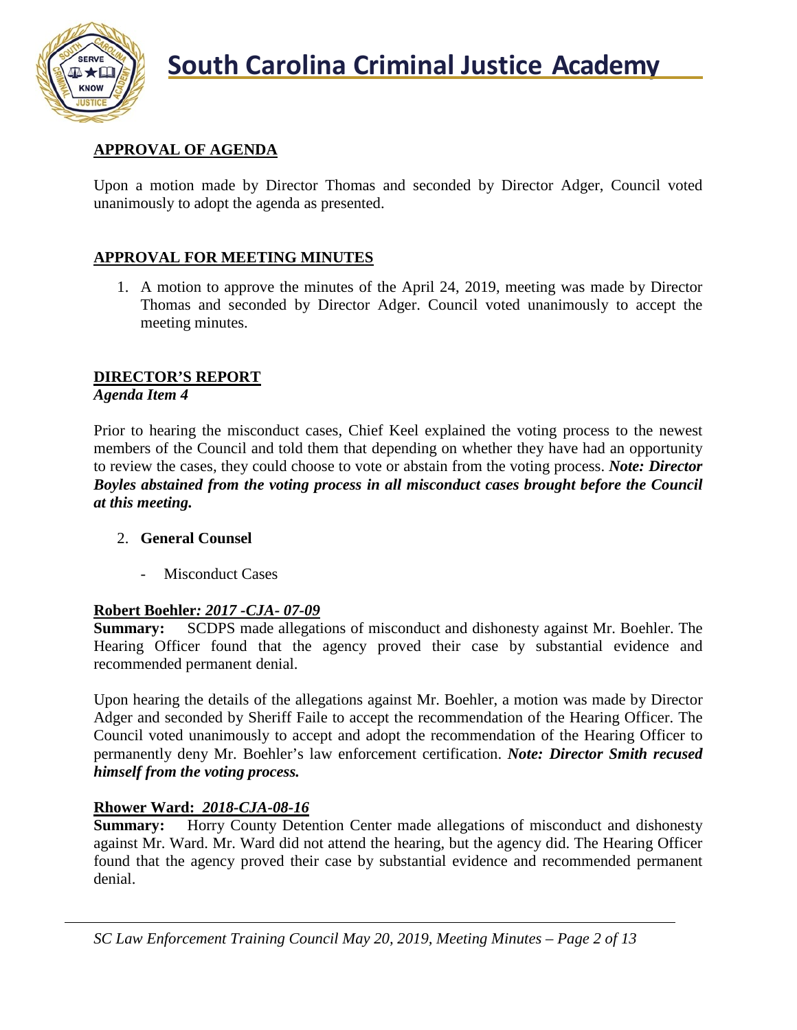## APPROVAL OF AGENDA

Upon a motion made by Director Thomas and seconded by Director Adger, Council voted unanimously to adopt the agenda as presented.

## APPROVAL FOR MEETING MINUTES

1. A motion to approve the minutes of the April 24, 2019, meeting was made by Director Thomas and seconded by Director Adger. Council voted unanimously to accept the meeting minutes.

## DIRECTOR'S REPORT

*Agenda Item 4*

Prior to hearing the misconduct cases, Chief Keel explained the voting process to the newest members of the Council and told them that depending on whether they have had an opportunity to review the cases, they could choose to vote or abstain from the voting process. ***Note: Director Boyles abstained from the voting process in all misconduct cases brought before the Council at this meeting.***

2. **General Counsel**

    - Misconduct Cases

**Robert Boehler*: 2017 -CJA- 07-09***

**Summary:** SCDPS made allegations of misconduct and dishonesty against Mr. Boehler. The Hearing Officer found that the agency proved their case by substantial evidence and recommended permanent denial.

Upon hearing the details of the allegations against Mr. Boehler, a motion was made by Director Adger and seconded by Sheriff Faile to accept the recommendation of the Hearing Officer. The Council voted unanimously to accept and adopt the recommendation of the Hearing Officer to permanently deny Mr. Boehler's law enforcement certification. ***Note: Director Smith recused himself from the voting process.***

**Rhower Ward: *2018-CJA-08-16***

**Summary:** Horry County Detention Center made allegations of misconduct and dishonesty against Mr. Ward. Mr. Ward did not attend the hearing, but the agency did. The Hearing Officer found that the agency proved their case by substantial evidence and recommended permanent denial.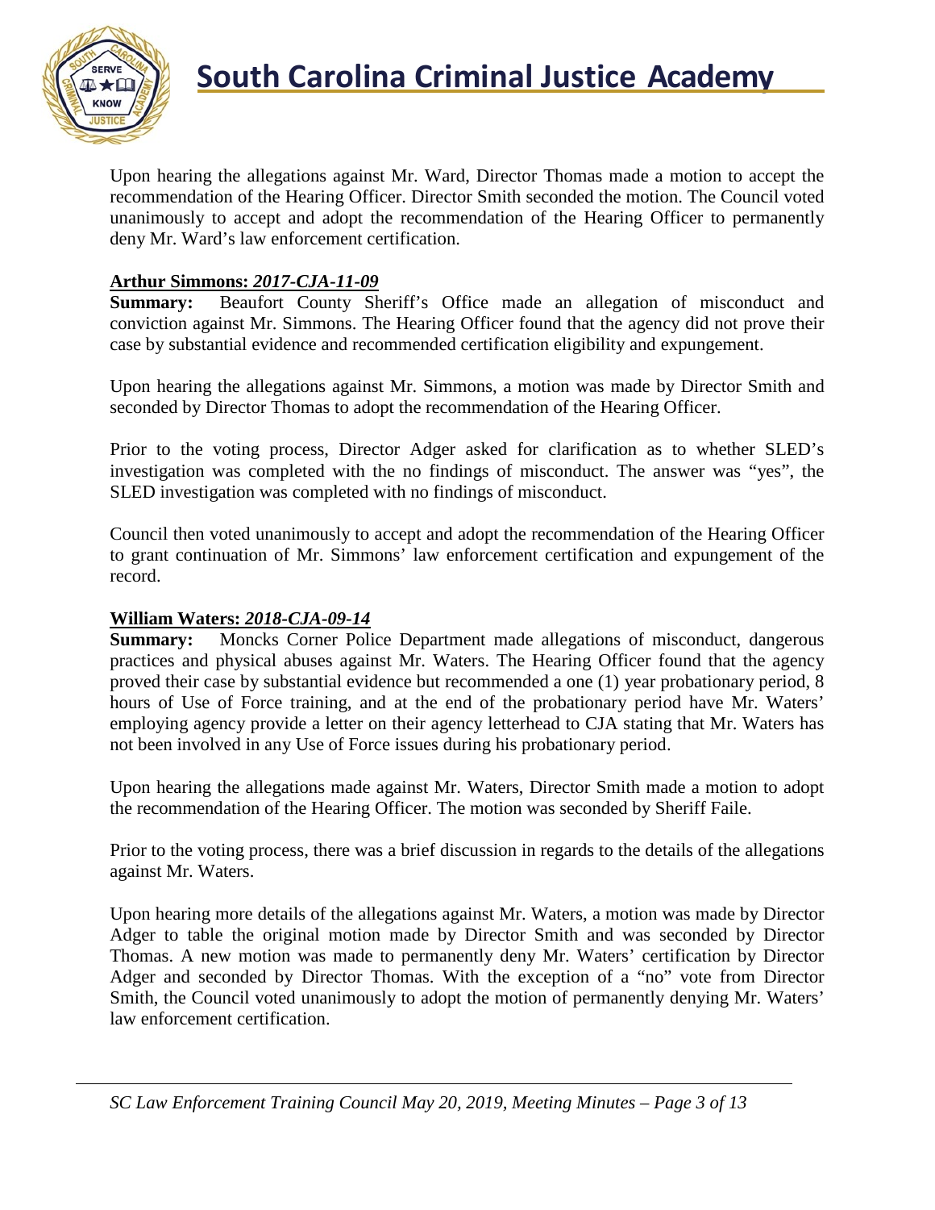Upon hearing the allegations against Mr. Ward, Director Thomas made a motion to accept the recommendation of the Hearing Officer. Director Smith seconded the motion. The Council voted unanimously to accept and adopt the recommendation of the Hearing Officer to permanently deny Mr. Ward's law enforcement certification.

**Arthur Simmons: *2017-CJA-11-09***
**Summary:** Beaufort County Sheriff's Office made an allegation of misconduct and conviction against Mr. Simmons. The Hearing Officer found that the agency did not prove their case by substantial evidence and recommended certification eligibility and expungement.

Upon hearing the allegations against Mr. Simmons, a motion was made by Director Smith and seconded by Director Thomas to adopt the recommendation of the Hearing Officer.

Prior to the voting process, Director Adger asked for clarification as to whether SLED's investigation was completed with the no findings of misconduct. The answer was "yes", the SLED investigation was completed with no findings of misconduct.

Council then voted unanimously to accept and adopt the recommendation of the Hearing Officer to grant continuation of Mr. Simmons' law enforcement certification and expungement of the record.

**William Waters: *2018-CJA-09-14***
**Summary:** Moncks Corner Police Department made allegations of misconduct, dangerous practices and physical abuses against Mr. Waters. The Hearing Officer found that the agency proved their case by substantial evidence but recommended a one (1) year probationary period, 8 hours of Use of Force training, and at the end of the probationary period have Mr. Waters' employing agency provide a letter on their agency letterhead to CJA stating that Mr. Waters has not been involved in any Use of Force issues during his probationary period.

Upon hearing the allegations made against Mr. Waters, Director Smith made a motion to adopt the recommendation of the Hearing Officer. The motion was seconded by Sheriff Faile.

Prior to the voting process, there was a brief discussion in regards to the details of the allegations against Mr. Waters.

Upon hearing more details of the allegations against Mr. Waters, a motion was made by Director Adger to table the original motion made by Director Smith and was seconded by Director Thomas. A new motion was made to permanently deny Mr. Waters' certification by Director Adger and seconded by Director Thomas. With the exception of a "no" vote from Director Smith, the Council voted unanimously to adopt the motion of permanently denying Mr. Waters' law enforcement certification.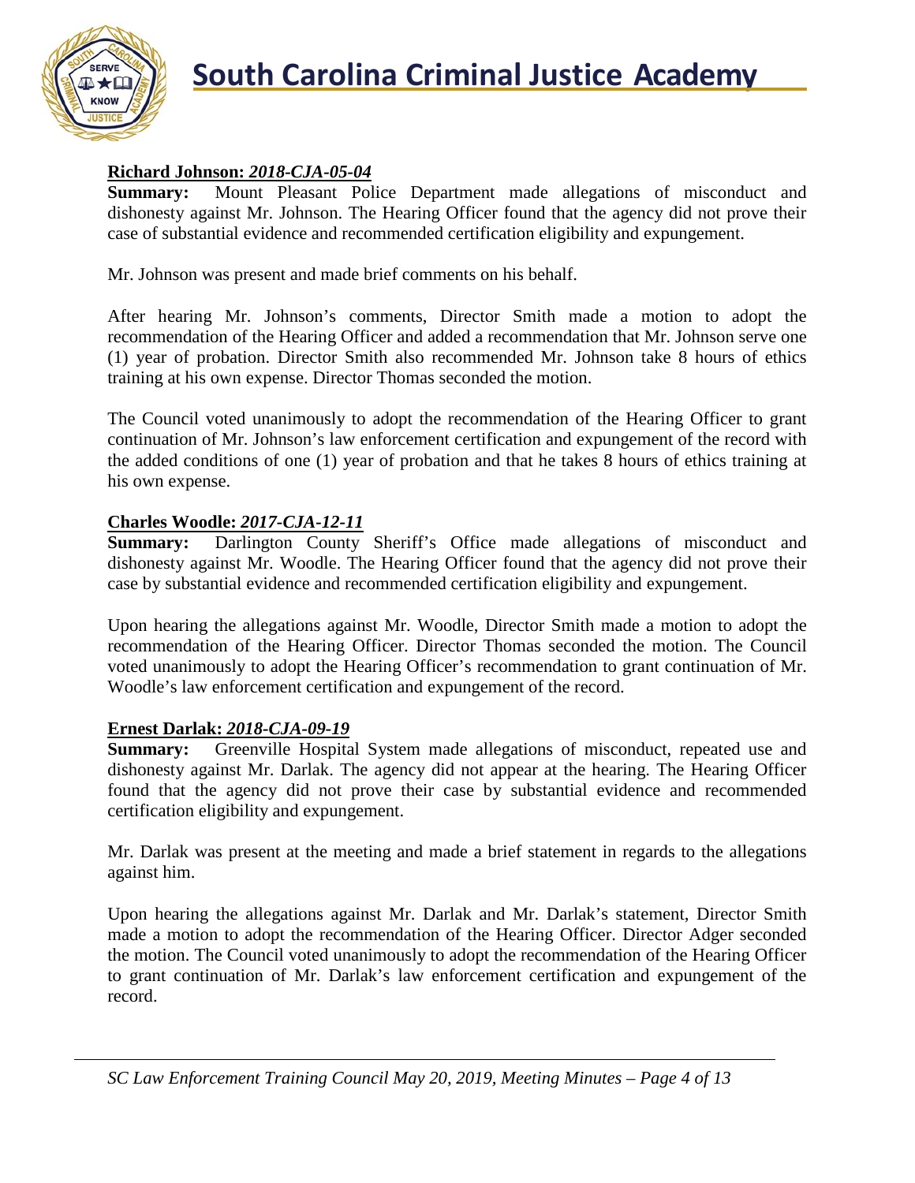**Richard Johnson: *2018-CJA-05-04***

**Summary:** Mount Pleasant Police Department made allegations of misconduct and dishonesty against Mr. Johnson. The Hearing Officer found that the agency did not prove their case of substantial evidence and recommended certification eligibility and expungement.

Mr. Johnson was present and made brief comments on his behalf.

After hearing Mr. Johnson's comments, Director Smith made a motion to adopt the recommendation of the Hearing Officer and added a recommendation that Mr. Johnson serve one (1) year of probation. Director Smith also recommended Mr. Johnson take 8 hours of ethics training at his own expense. Director Thomas seconded the motion.

The Council voted unanimously to adopt the recommendation of the Hearing Officer to grant continuation of Mr. Johnson's law enforcement certification and expungement of the record with the added conditions of one (1) year of probation and that he takes 8 hours of ethics training at his own expense.

**Charles Woodle: *2017-CJA-12-11***

**Summary:** Darlington County Sheriff's Office made allegations of misconduct and dishonesty against Mr. Woodle. The Hearing Officer found that the agency did not prove their case by substantial evidence and recommended certification eligibility and expungement.

Upon hearing the allegations against Mr. Woodle, Director Smith made a motion to adopt the recommendation of the Hearing Officer. Director Thomas seconded the motion. The Council voted unanimously to adopt the Hearing Officer's recommendation to grant continuation of Mr. Woodle's law enforcement certification and expungement of the record.

**Ernest Darlak: *2018-CJA-09-19***

**Summary:** Greenville Hospital System made allegations of misconduct, repeated use and dishonesty against Mr. Darlak. The agency did not appear at the hearing. The Hearing Officer found that the agency did not prove their case by substantial evidence and recommended certification eligibility and expungement.

Mr. Darlak was present at the meeting and made a brief statement in regards to the allegations against him.

Upon hearing the allegations against Mr. Darlak and Mr. Darlak's statement, Director Smith made a motion to adopt the recommendation of the Hearing Officer. Director Adger seconded the motion. The Council voted unanimously to adopt the recommendation of the Hearing Officer to grant continuation of Mr. Darlak's law enforcement certification and expungement of the record.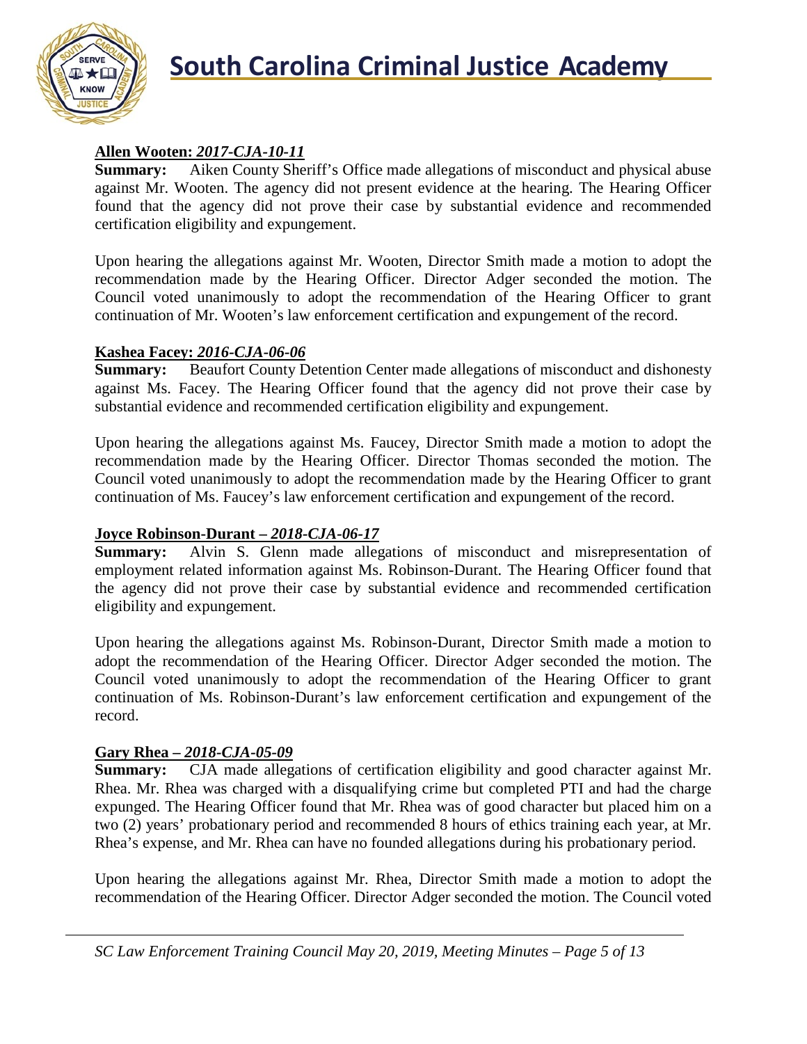**Allen Wooten: *2017-CJA-10-11***

**Summary:** Aiken County Sheriff's Office made allegations of misconduct and physical abuse against Mr. Wooten. The agency did not present evidence at the hearing. The Hearing Officer found that the agency did not prove their case by substantial evidence and recommended certification eligibility and expungement.

Upon hearing the allegations against Mr. Wooten, Director Smith made a motion to adopt the recommendation made by the Hearing Officer. Director Adger seconded the motion. The Council voted unanimously to adopt the recommendation of the Hearing Officer to grant continuation of Mr. Wooten's law enforcement certification and expungement of the record.

**Kashea Facey: *2016-CJA-06-06***

**Summary:** Beaufort County Detention Center made allegations of misconduct and dishonesty against Ms. Facey. The Hearing Officer found that the agency did not prove their case by substantial evidence and recommended certification eligibility and expungement.

Upon hearing the allegations against Ms. Faucey, Director Smith made a motion to adopt the recommendation made by the Hearing Officer. Director Thomas seconded the motion. The Council voted unanimously to adopt the recommendation made by the Hearing Officer to grant continuation of Ms. Faucey's law enforcement certification and expungement of the record.

**Joyce Robinson-Durant – *2018-CJA-06-17***

**Summary:** Alvin S. Glenn made allegations of misconduct and misrepresentation of employment related information against Ms. Robinson-Durant. The Hearing Officer found that the agency did not prove their case by substantial evidence and recommended certification eligibility and expungement.

Upon hearing the allegations against Ms. Robinson-Durant, Director Smith made a motion to adopt the recommendation of the Hearing Officer. Director Adger seconded the motion. The Council voted unanimously to adopt the recommendation of the Hearing Officer to grant continuation of Ms. Robinson-Durant's law enforcement certification and expungement of the record.

**Gary Rhea – *2018-CJA-05-09***

**Summary:** CJA made allegations of certification eligibility and good character against Mr. Rhea. Mr. Rhea was charged with a disqualifying crime but completed PTI and had the charge expunged. The Hearing Officer found that Mr. Rhea was of good character but placed him on a two (2) years' probationary period and recommended 8 hours of ethics training each year, at Mr. Rhea's expense, and Mr. Rhea can have no founded allegations during his probationary period.

Upon hearing the allegations against Mr. Rhea, Director Smith made a motion to adopt the recommendation of the Hearing Officer. Director Adger seconded the motion. The Council voted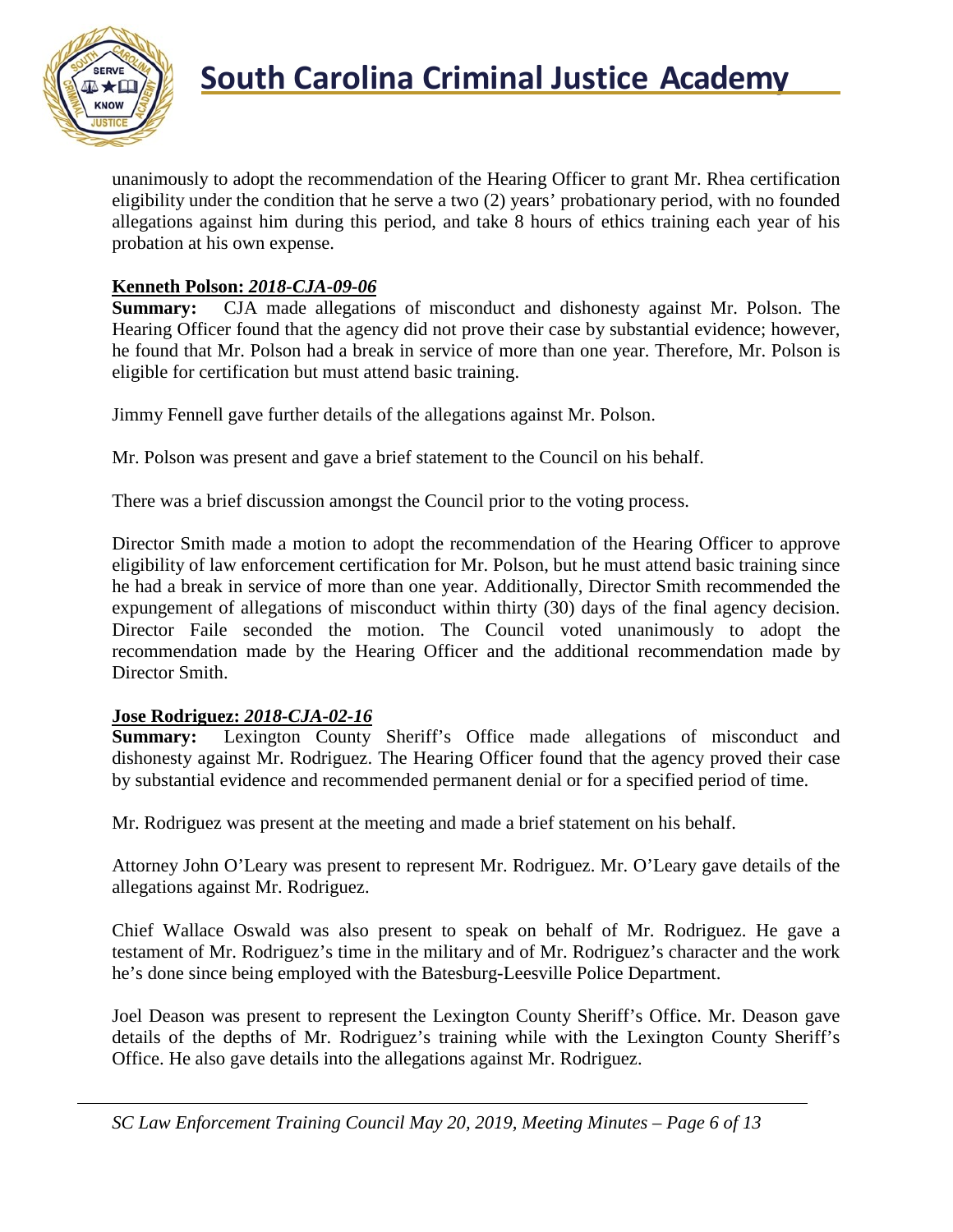unanimously to adopt the recommendation of the Hearing Officer to grant Mr. Rhea certification eligibility under the condition that he serve a two (2) years' probationary period, with no founded allegations against him during this period, and take 8 hours of ethics training each year of his probation at his own expense.

**Kenneth Polson: *2018-CJA-09-06***

**Summary:** CJA made allegations of misconduct and dishonesty against Mr. Polson. The Hearing Officer found that the agency did not prove their case by substantial evidence; however, he found that Mr. Polson had a break in service of more than one year. Therefore, Mr. Polson is eligible for certification but must attend basic training.

Jimmy Fennell gave further details of the allegations against Mr. Polson.

Mr. Polson was present and gave a brief statement to the Council on his behalf.

There was a brief discussion amongst the Council prior to the voting process.

Director Smith made a motion to adopt the recommendation of the Hearing Officer to approve eligibility of law enforcement certification for Mr. Polson, but he must attend basic training since he had a break in service of more than one year. Additionally, Director Smith recommended the expungement of allegations of misconduct within thirty (30) days of the final agency decision. Director Faile seconded the motion. The Council voted unanimously to adopt the recommendation made by the Hearing Officer and the additional recommendation made by Director Smith.

**Jose Rodriguez: *2018-CJA-02-16***

**Summary:** Lexington County Sheriff's Office made allegations of misconduct and dishonesty against Mr. Rodriguez. The Hearing Officer found that the agency proved their case by substantial evidence and recommended permanent denial or for a specified period of time.

Mr. Rodriguez was present at the meeting and made a brief statement on his behalf.

Attorney John O'Leary was present to represent Mr. Rodriguez. Mr. O'Leary gave details of the allegations against Mr. Rodriguez.

Chief Wallace Oswald was also present to speak on behalf of Mr. Rodriguez. He gave a testament of Mr. Rodriguez's time in the military and of Mr. Rodriguez's character and the work he's done since being employed with the Batesburg-Leesville Police Department.

Joel Deason was present to represent the Lexington County Sheriff's Office. Mr. Deason gave details of the depths of Mr. Rodriguez's training while with the Lexington County Sheriff's Office. He also gave details into the allegations against Mr. Rodriguez.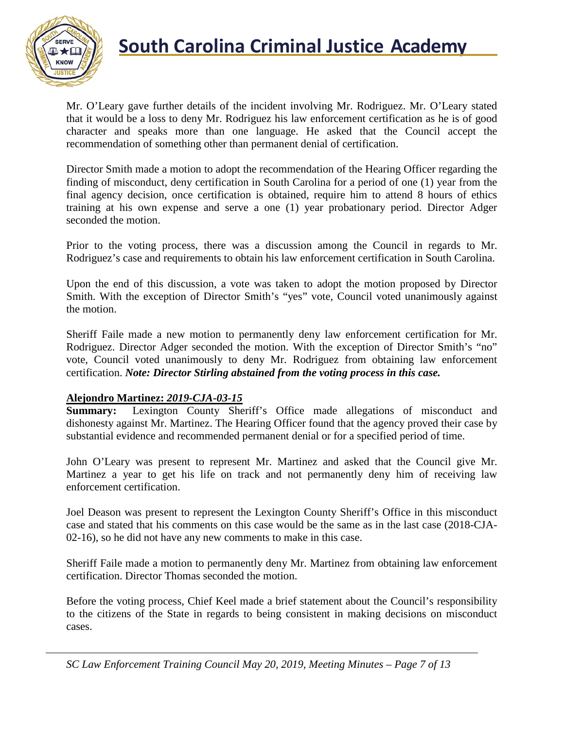Mr. O'Leary gave further details of the incident involving Mr. Rodriguez. Mr. O'Leary stated that it would be a loss to deny Mr. Rodriguez his law enforcement certification as he is of good character and speaks more than one language. He asked that the Council accept the recommendation of something other than permanent denial of certification.

Director Smith made a motion to adopt the recommendation of the Hearing Officer regarding the finding of misconduct, deny certification in South Carolina for a period of one (1) year from the final agency decision, once certification is obtained, require him to attend 8 hours of ethics training at his own expense and serve a one (1) year probationary period. Director Adger seconded the motion.

Prior to the voting process, there was a discussion among the Council in regards to Mr. Rodriguez's case and requirements to obtain his law enforcement certification in South Carolina.

Upon the end of this discussion, a vote was taken to adopt the motion proposed by Director Smith. With the exception of Director Smith's "yes" vote, Council voted unanimously against the motion.

Sheriff Faile made a new motion to permanently deny law enforcement certification for Mr. Rodriguez. Director Adger seconded the motion. With the exception of Director Smith's "no" vote, Council voted unanimously to deny Mr. Rodriguez from obtaining law enforcement certification. ***Note: Director Stirling abstained from the voting process in this case.***

**Alejondro Martinez:** ***2019-CJA-03-15***

**Summary:** Lexington County Sheriff's Office made allegations of misconduct and dishonesty against Mr. Martinez. The Hearing Officer found that the agency proved their case by substantial evidence and recommended permanent denial or for a specified period of time.

John O'Leary was present to represent Mr. Martinez and asked that the Council give Mr. Martinez a year to get his life on track and not permanently deny him of receiving law enforcement certification.

Joel Deason was present to represent the Lexington County Sheriff's Office in this misconduct case and stated that his comments on this case would be the same as in the last case (2018-CJA-02-16), so he did not have any new comments to make in this case.

Sheriff Faile made a motion to permanently deny Mr. Martinez from obtaining law enforcement certification. Director Thomas seconded the motion.

Before the voting process, Chief Keel made a brief statement about the Council's responsibility to the citizens of the State in regards to being consistent in making decisions on misconduct cases.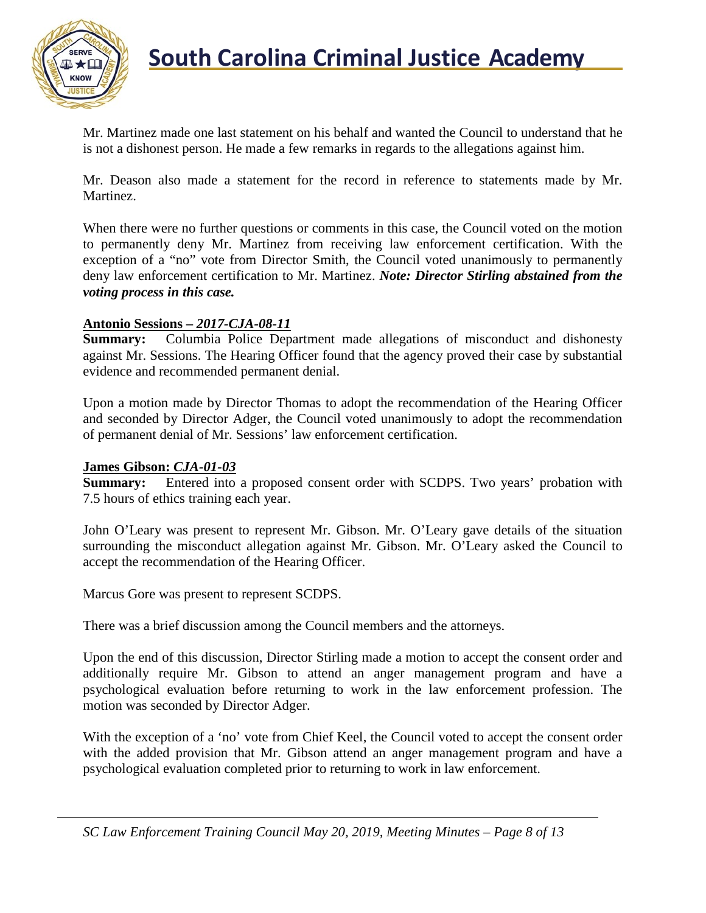Mr. Martinez made one last statement on his behalf and wanted the Council to understand that he is not a dishonest person. He made a few remarks in regards to the allegations against him.

Mr. Deason also made a statement for the record in reference to statements made by Mr. Martinez.

When there were no further questions or comments in this case, the Council voted on the motion to permanently deny Mr. Martinez from receiving law enforcement certification. With the exception of a "no" vote from Director Smith, the Council voted unanimously to permanently deny law enforcement certification to Mr. Martinez. ***Note: Director Stirling abstained from the voting process in this case.***

**Antonio Sessions – *2017-CJA-08-11***

**Summary:** Columbia Police Department made allegations of misconduct and dishonesty against Mr. Sessions. The Hearing Officer found that the agency proved their case by substantial evidence and recommended permanent denial.

Upon a motion made by Director Thomas to adopt the recommendation of the Hearing Officer and seconded by Director Adger, the Council voted unanimously to adopt the recommendation of permanent denial of Mr. Sessions' law enforcement certification.

**James Gibson: *CJA-01-03***

**Summary:** Entered into a proposed consent order with SCDPS. Two years' probation with 7.5 hours of ethics training each year.

John O'Leary was present to represent Mr. Gibson. Mr. O'Leary gave details of the situation surrounding the misconduct allegation against Mr. Gibson. Mr. O'Leary asked the Council to accept the recommendation of the Hearing Officer.

Marcus Gore was present to represent SCDPS.

There was a brief discussion among the Council members and the attorneys.

Upon the end of this discussion, Director Stirling made a motion to accept the consent order and additionally require Mr. Gibson to attend an anger management program and have a psychological evaluation before returning to work in the law enforcement profession. The motion was seconded by Director Adger.

With the exception of a 'no' vote from Chief Keel, the Council voted to accept the consent order with the added provision that Mr. Gibson attend an anger management program and have a psychological evaluation completed prior to returning to work in law enforcement.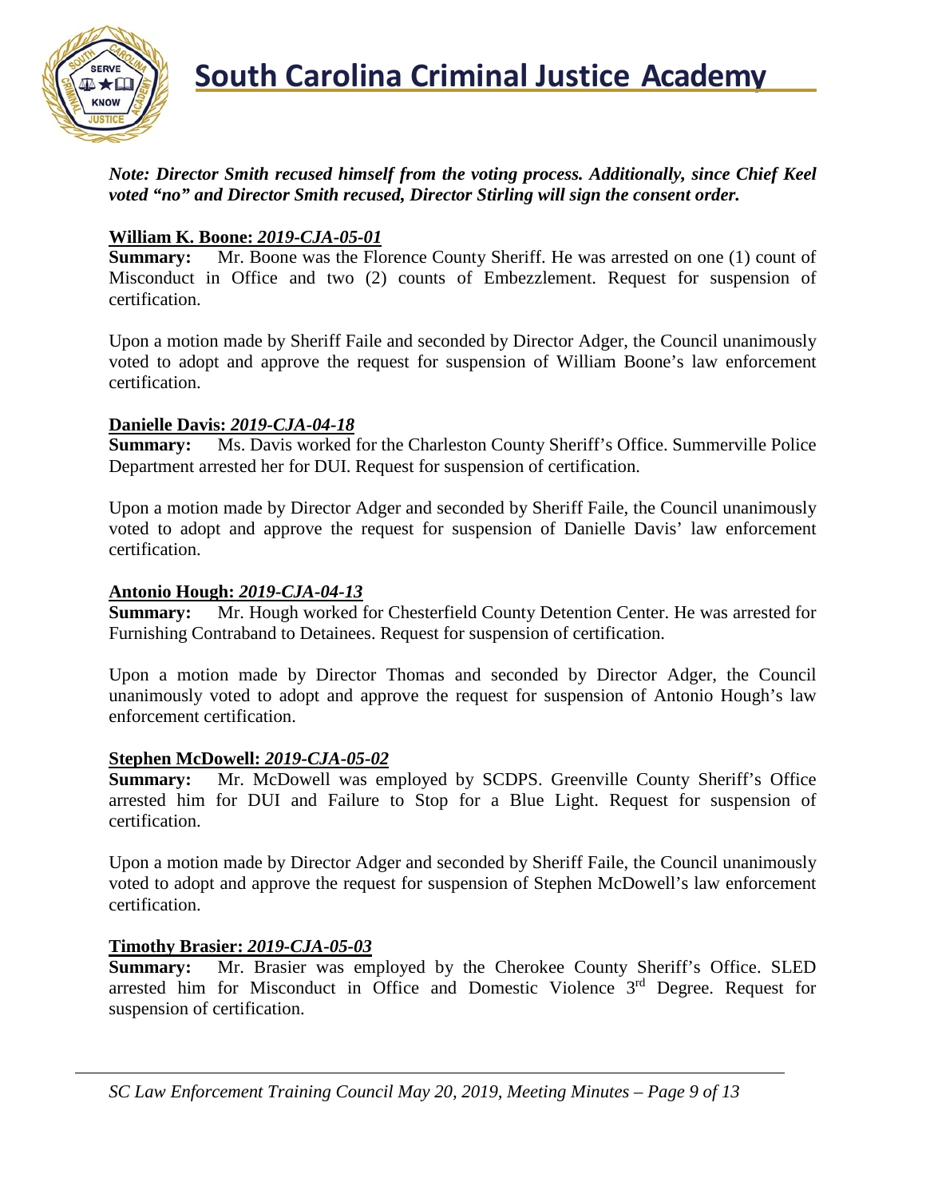*Note: Director Smith recused himself from the voting process. Additionally, since Chief Keel voted "no" and Director Smith recused, Director Stirling will sign the consent order.*

**William K. Boone:** ***2019-CJA-05-01***
**Summary:** Mr. Boone was the Florence County Sheriff. He was arrested on one (1) count of Misconduct in Office and two (2) counts of Embezzlement. Request for suspension of certification.

Upon a motion made by Sheriff Faile and seconded by Director Adger, the Council unanimously voted to adopt and approve the request for suspension of William Boone's law enforcement certification.

**Danielle Davis:** ***2019-CJA-04-18***
**Summary:** Ms. Davis worked for the Charleston County Sheriff's Office. Summerville Police Department arrested her for DUI. Request for suspension of certification.

Upon a motion made by Director Adger and seconded by Sheriff Faile, the Council unanimously voted to adopt and approve the request for suspension of Danielle Davis' law enforcement certification.

**Antonio Hough:** ***2019-CJA-04-13***
**Summary:** Mr. Hough worked for Chesterfield County Detention Center. He was arrested for Furnishing Contraband to Detainees. Request for suspension of certification.

Upon a motion made by Director Thomas and seconded by Director Adger, the Council unanimously voted to adopt and approve the request for suspension of Antonio Hough's law enforcement certification.

**Stephen McDowell:** ***2019-CJA-05-02***
**Summary:** Mr. McDowell was employed by SCDPS. Greenville County Sheriff's Office arrested him for DUI and Failure to Stop for a Blue Light. Request for suspension of certification.

Upon a motion made by Director Adger and seconded by Sheriff Faile, the Council unanimously voted to adopt and approve the request for suspension of Stephen McDowell's law enforcement certification.

**Timothy Brasier:** ***2019-CJA-05-03***
**Summary:** Mr. Brasier was employed by the Cherokee County Sheriff's Office. SLED arrested him for Misconduct in Office and Domestic Violence 3rd Degree. Request for suspension of certification.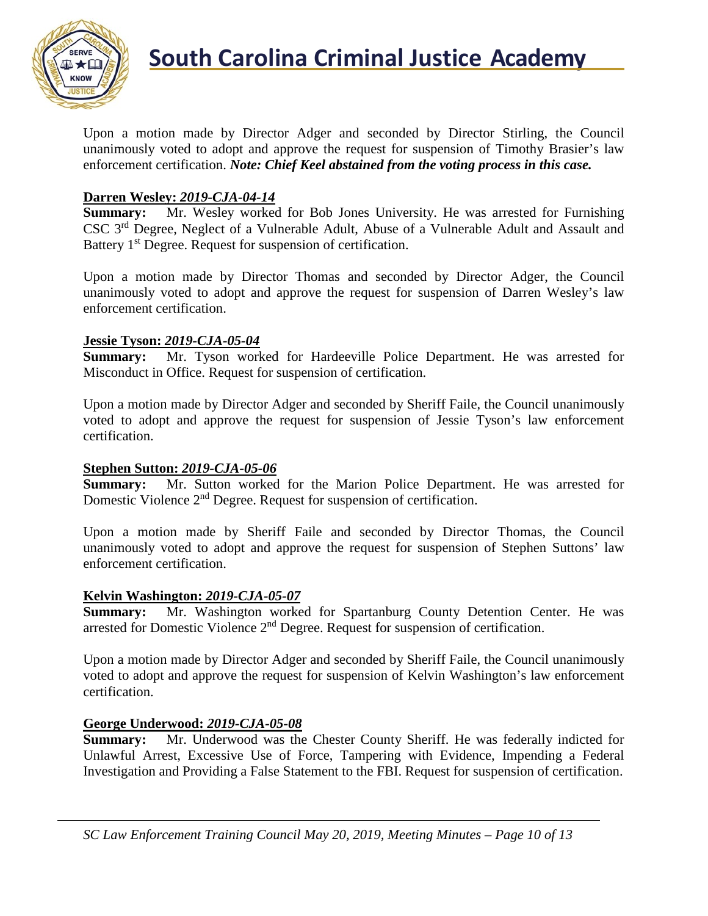Upon a motion made by Director Adger and seconded by Director Stirling, the Council unanimously voted to adopt and approve the request for suspension of Timothy Brasier's law enforcement certification. ***Note: Chief Keel abstained from the voting process in this case.***

**Darren Wesley: *2019-CJA-04-14***

**Summary:** Mr. Wesley worked for Bob Jones University. He was arrested for Furnishing CSC 3rd Degree, Neglect of a Vulnerable Adult, Abuse of a Vulnerable Adult and Assault and Battery 1st Degree. Request for suspension of certification.

Upon a motion made by Director Thomas and seconded by Director Adger, the Council unanimously voted to adopt and approve the request for suspension of Darren Wesley's law enforcement certification.

**Jessie Tyson: *2019-CJA-05-04***

**Summary:** Mr. Tyson worked for Hardeeville Police Department. He was arrested for Misconduct in Office. Request for suspension of certification.

Upon a motion made by Director Adger and seconded by Sheriff Faile, the Council unanimously voted to adopt and approve the request for suspension of Jessie Tyson's law enforcement certification.

**Stephen Sutton: *2019-CJA-05-06***

**Summary:** Mr. Sutton worked for the Marion Police Department. He was arrested for Domestic Violence 2nd Degree. Request for suspension of certification.

Upon a motion made by Sheriff Faile and seconded by Director Thomas, the Council unanimously voted to adopt and approve the request for suspension of Stephen Suttons' law enforcement certification.

**Kelvin Washington: *2019-CJA-05-07***

**Summary:** Mr. Washington worked for Spartanburg County Detention Center. He was arrested for Domestic Violence 2nd Degree. Request for suspension of certification.

Upon a motion made by Director Adger and seconded by Sheriff Faile, the Council unanimously voted to adopt and approve the request for suspension of Kelvin Washington's law enforcement certification.

**George Underwood: *2019-CJA-05-08***

**Summary:** Mr. Underwood was the Chester County Sheriff. He was federally indicted for Unlawful Arrest, Excessive Use of Force, Tampering with Evidence, Impending a Federal Investigation and Providing a False Statement to the FBI. Request for suspension of certification.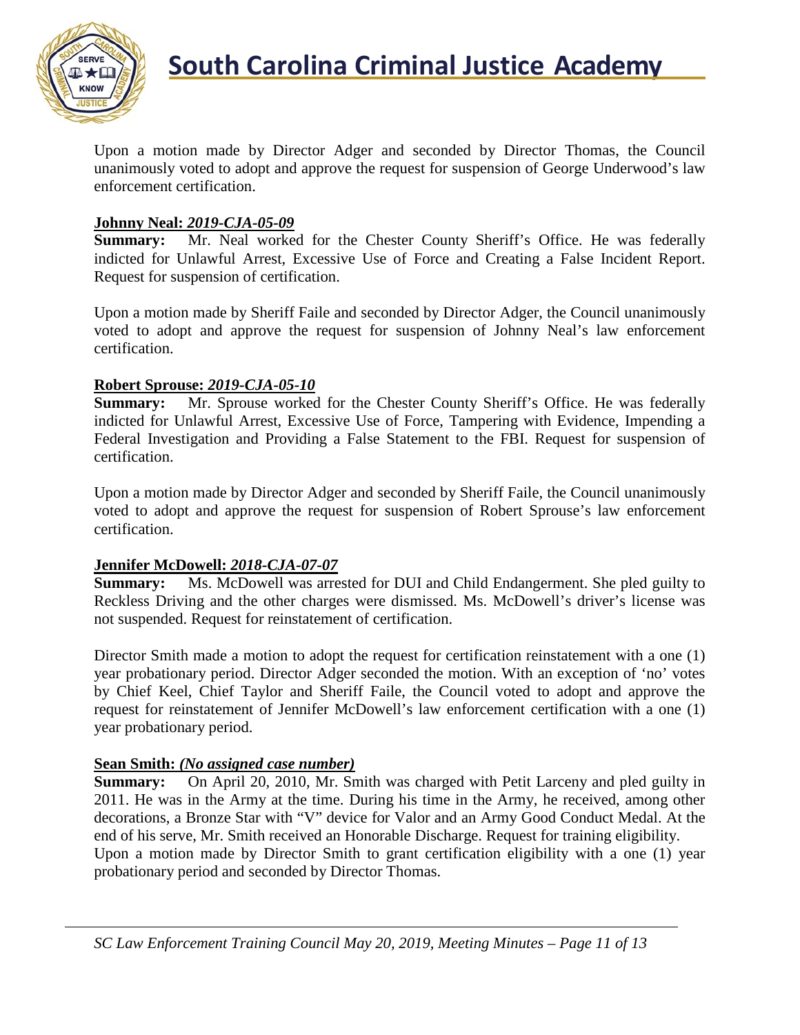Upon a motion made by Director Adger and seconded by Director Thomas, the Council unanimously voted to adopt and approve the request for suspension of George Underwood's law enforcement certification.

**Johnny Neal:** ***2019-CJA-05-09***

**Summary:** Mr. Neal worked for the Chester County Sheriff's Office. He was federally indicted for Unlawful Arrest, Excessive Use of Force and Creating a False Incident Report. Request for suspension of certification.

Upon a motion made by Sheriff Faile and seconded by Director Adger, the Council unanimously voted to adopt and approve the request for suspension of Johnny Neal's law enforcement certification.

**Robert Sprouse:** ***2019-CJA-05-10***

**Summary:** Mr. Sprouse worked for the Chester County Sheriff's Office. He was federally indicted for Unlawful Arrest, Excessive Use of Force, Tampering with Evidence, Impending a Federal Investigation and Providing a False Statement to the FBI. Request for suspension of certification.

Upon a motion made by Director Adger and seconded by Sheriff Faile, the Council unanimously voted to adopt and approve the request for suspension of Robert Sprouse's law enforcement certification.

**Jennifer McDowell:** ***2018-CJA-07-07***

**Summary:** Ms. McDowell was arrested for DUI and Child Endangerment. She pled guilty to Reckless Driving and the other charges were dismissed. Ms. McDowell's driver's license was not suspended. Request for reinstatement of certification.

Director Smith made a motion to adopt the request for certification reinstatement with a one (1) year probationary period. Director Adger seconded the motion. With an exception of 'no' votes by Chief Keel, Chief Taylor and Sheriff Faile, the Council voted to adopt and approve the request for reinstatement of Jennifer McDowell's law enforcement certification with a one (1) year probationary period.

**Sean Smith:** ***(No assigned case number)***

**Summary:** On April 20, 2010, Mr. Smith was charged with Petit Larceny and pled guilty in 2011. He was in the Army at the time. During his time in the Army, he received, among other decorations, a Bronze Star with "V" device for Valor and an Army Good Conduct Medal. At the end of his serve, Mr. Smith received an Honorable Discharge. Request for training eligibility.
Upon a motion made by Director Smith to grant certification eligibility with a one (1) year probationary period and seconded by Director Thomas.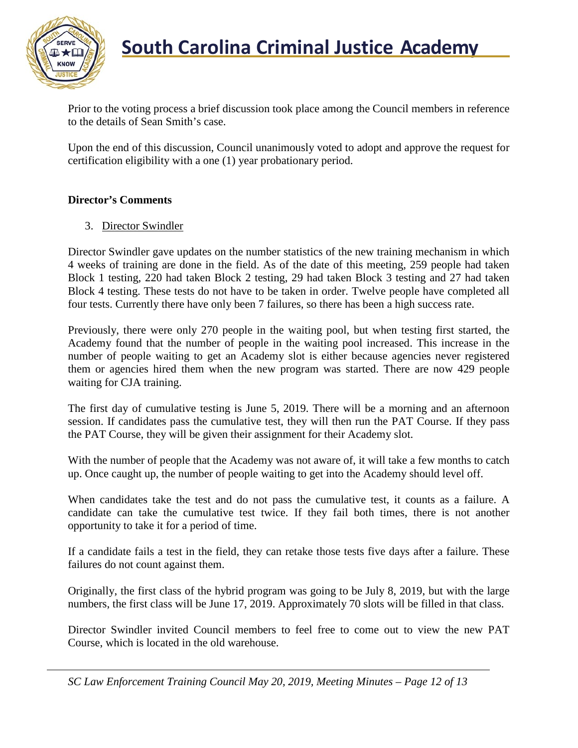Prior to the voting process a brief discussion took place among the Council members in reference to the details of Sean Smith's case.

Upon the end of this discussion, Council unanimously voted to adopt and approve the request for certification eligibility with a one (1) year probationary period.

**Director's Comments**

3. Director Swindler

Director Swindler gave updates on the number statistics of the new training mechanism in which 4 weeks of training are done in the field. As of the date of this meeting, 259 people had taken Block 1 testing, 220 had taken Block 2 testing, 29 had taken Block 3 testing and 27 had taken Block 4 testing. These tests do not have to be taken in order. Twelve people have completed all four tests. Currently there have only been 7 failures, so there has been a high success rate.

Previously, there were only 270 people in the waiting pool, but when testing first started, the Academy found that the number of people in the waiting pool increased. This increase in the number of people waiting to get an Academy slot is either because agencies never registered them or agencies hired them when the new program was started. There are now 429 people waiting for CJA training.

The first day of cumulative testing is June 5, 2019. There will be a morning and an afternoon session. If candidates pass the cumulative test, they will then run the PAT Course. If they pass the PAT Course, they will be given their assignment for their Academy slot.

With the number of people that the Academy was not aware of, it will take a few months to catch up. Once caught up, the number of people waiting to get into the Academy should level off.

When candidates take the test and do not pass the cumulative test, it counts as a failure. A candidate can take the cumulative test twice. If they fail both times, there is not another opportunity to take it for a period of time.

If a candidate fails a test in the field, they can retake those tests five days after a failure. These failures do not count against them.

Originally, the first class of the hybrid program was going to be July 8, 2019, but with the large numbers, the first class will be June 17, 2019. Approximately 70 slots will be filled in that class.

Director Swindler invited Council members to feel free to come out to view the new PAT Course, which is located in the old warehouse.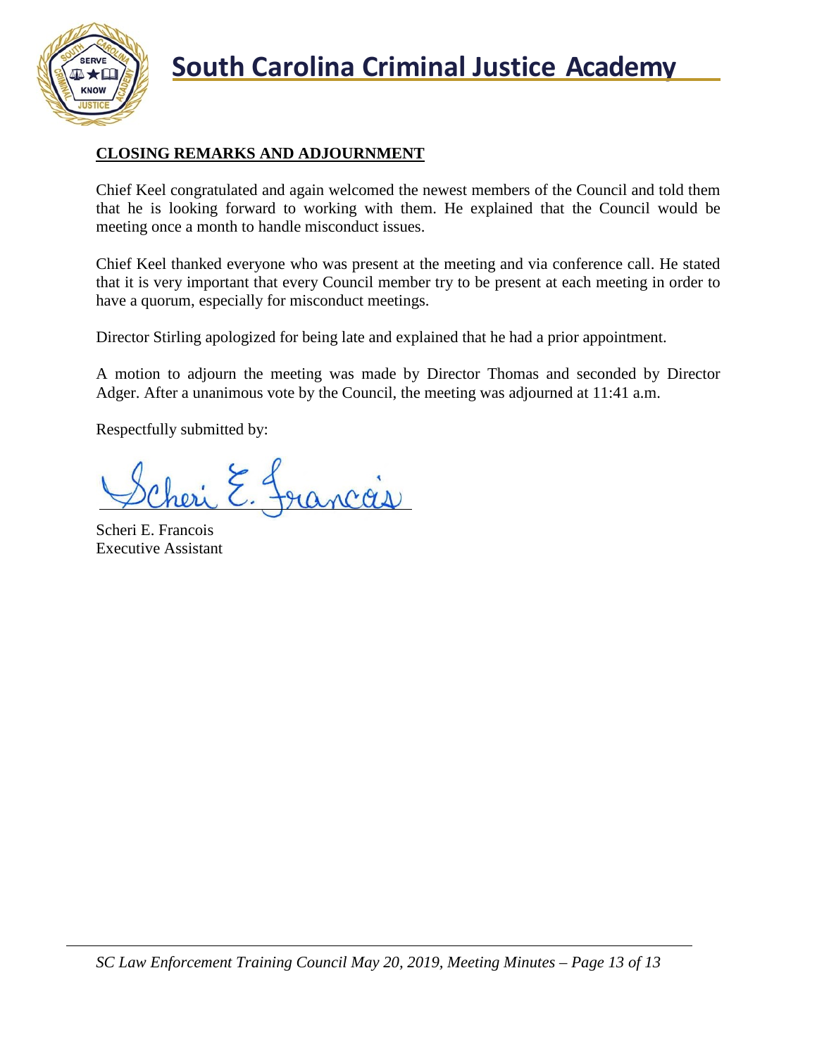## CLOSING REMARKS AND ADJOURNMENT

Chief Keel congratulated and again welcomed the newest members of the Council and told them that he is looking forward to working with them. He explained that the Council would be meeting once a month to handle misconduct issues.

Chief Keel thanked everyone who was present at the meeting and via conference call. He stated that it is very important that every Council member try to be present at each meeting in order to have a quorum, especially for misconduct meetings.

Director Stirling apologized for being late and explained that he had a prior appointment.

A motion to adjourn the meeting was made by Director Thomas and seconded by Director Adger. After a unanimous vote by the Council, the meeting was adjourned at 11:41 a.m.

Respectfully submitted by:

Scheri E. Francois
Executive Assistant